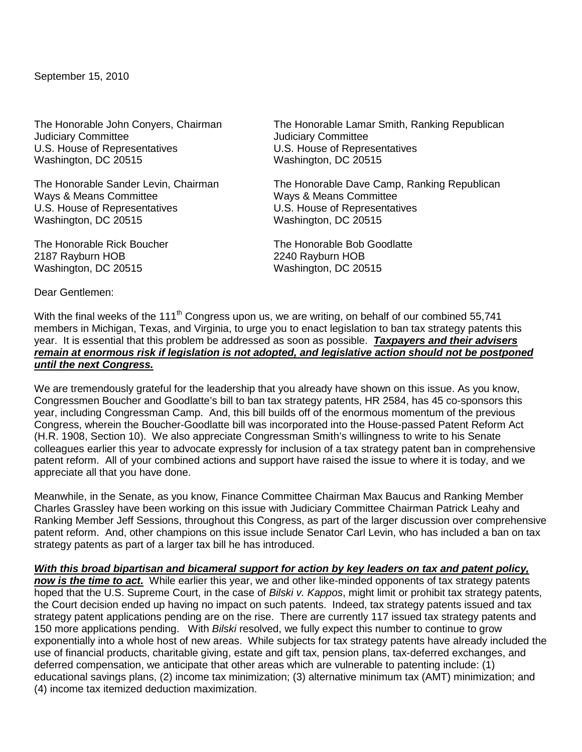September 15, 2010

The Honorable John Conyers, Chairman
Judiciary Committee
U.S. House of Representatives
Washington, DC 20515

The Honorable Lamar Smith, Ranking Republican
Judiciary Committee
U.S. House of Representatives
Washington, DC 20515

The Honorable Sander Levin, Chairman
Ways & Means Committee
U.S. House of Representatives
Washington, DC 20515

The Honorable Dave Camp, Ranking Republican
Ways & Means Committee
U.S. House of Representatives
Washington, DC 20515

The Honorable Rick Boucher
2187 Rayburn HOB
Washington, DC 20515

The Honorable Bob Goodlatte
2240 Rayburn HOB
Washington, DC 20515

Dear Gentlemen:

With the final weeks of the 111th Congress upon us, we are writing, on behalf of our combined 55,741 members in Michigan, Texas, and Virginia, to urge you to enact legislation to ban tax strategy patents this year. It is essential that this problem be addressed as soon as possible. ***Taxpayers and their advisers remain at enormous risk if legislation is not adopted, and legislative action should not be postponed until the next Congress.***

We are tremendously grateful for the leadership that you already have shown on this issue. As you know, Congressmen Boucher and Goodlatte's bill to ban tax strategy patents, HR 2584, has 45 co-sponsors this year, including Congressman Camp. And, this bill builds off of the enormous momentum of the previous Congress, wherein the Boucher-Goodlatte bill was incorporated into the House-passed Patent Reform Act (H.R. 1908, Section 10). We also appreciate Congressman Smith's willingness to write to his Senate colleagues earlier this year to advocate expressly for inclusion of a tax strategy patent ban in comprehensive patent reform. All of your combined actions and support have raised the issue to where it is today, and we appreciate all that you have done.

Meanwhile, in the Senate, as you know, Finance Committee Chairman Max Baucus and Ranking Member Charles Grassley have been working on this issue with Judiciary Committee Chairman Patrick Leahy and Ranking Member Jeff Sessions, throughout this Congress, as part of the larger discussion over comprehensive patent reform. And, other champions on this issue include Senator Carl Levin, who has included a ban on tax strategy patents as part of a larger tax bill he has introduced.

***With this broad bipartisan and bicameral support for action by key leaders on tax and patent policy, now is the time to act.*** While earlier this year, we and other like-minded opponents of tax strategy patents hoped that the U.S. Supreme Court, in the case of *Bilski v. Kappos*, might limit or prohibit tax strategy patents, the Court decision ended up having no impact on such patents. Indeed, tax strategy patents issued and tax strategy patent applications pending are on the rise. There are currently 117 issued tax strategy patents and 150 more applications pending. With *Bilski* resolved, we fully expect this number to continue to grow exponentially into a whole host of new areas. While subjects for tax strategy patents have already included the use of financial products, charitable giving, estate and gift tax, pension plans, tax-deferred exchanges, and deferred compensation, we anticipate that other areas which are vulnerable to patenting include: (1) educational savings plans, (2) income tax minimization; (3) alternative minimum tax (AMT) minimization; and (4) income tax itemized deduction maximization.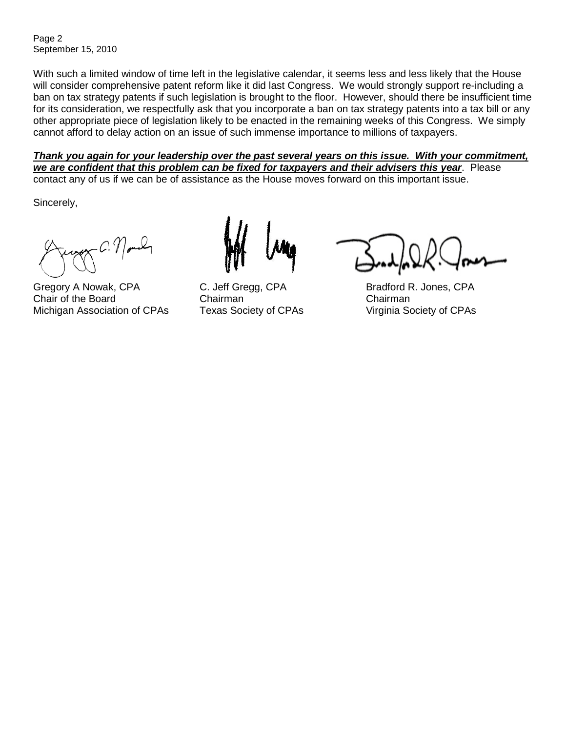With such a limited window of time left in the legislative calendar, it seems less and less likely that the House will consider comprehensive patent reform like it did last Congress. We would strongly support re-including a ban on tax strategy patents if such legislation is brought to the floor. However, should there be insufficient time for its consideration, we respectfully ask that you incorporate a ban on tax strategy patents into a tax bill or any other appropriate piece of legislation likely to be enacted in the remaining weeks of this Congress. We simply cannot afford to delay action on an issue of such immense importance to millions of taxpayers.

***Thank you again for your leadership over the past several years on this issue. With your commitment, we are confident that this problem can be fixed for taxpayers and their advisers this year***. Please contact any of us if we can be of assistance as the House moves forward on this important issue.

Sincerely,

Gregory A Nowak, CPA
Chair of the Board
Michigan Association of CPAs

C. Jeff Gregg, CPA
Chairman
Texas Society of CPAs

Bradford R. Jones, CPA
Chairman
Virginia Society of CPAs